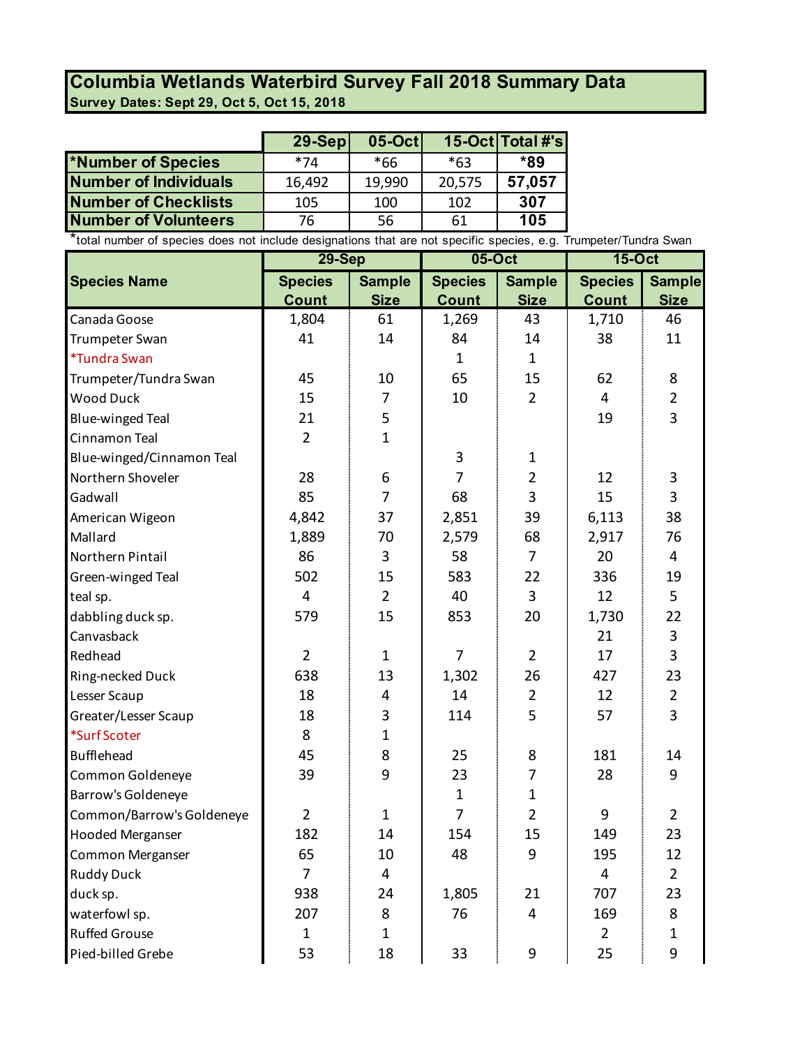# Columbia Wetlands Waterbird Survey Fall 2018 Summary Data

**Survey Dates: Sept 29, Oct 5, Oct 15, 2018**

| | 29-Sep | 05-Oct | 15-Oct | Total #'s |
|---|---|---|---|---|
| *Number of Species | *74 | *66 | *63 | ***89** |
| Number of Individuals | 16,492 | 19,990 | 20,575 | **57,057** |
| Number of Checklists | 105 | 100 | 102 | **307** |
| Number of Volunteers | 76 | 56 | 61 | **105** |

*total number of species does not include designations that are not specific species, e.g. Trumpeter/Tundra Swan

| Species Name | 29-Sep | | 05-Oct | | 15-Oct | |
|---|---|---|---|---|---|---|
| | Species Count | Sample Size | Species Count | Sample Size | Species Count | Sample Size |
| Canada Goose | 1,804 | 61 | 1,269 | 43 | 1,710 | 46 |
| Trumpeter Swan | 41 | 14 | 84 | 14 | 38 | 11 |
| *Tundra Swan | | | 1 | 1 | | |
| Trumpeter/Tundra Swan | 45 | 10 | 65 | 15 | 62 | 8 |
| Wood Duck | 15 | 7 | 10 | 2 | 4 | 2 |
| Blue-winged Teal | 21 | 5 | | | 19 | 3 |
| Cinnamon Teal | 2 | 1 | | | | |
| Blue-winged/Cinnamon Teal | | | 3 | 1 | | |
| Northern Shoveler | 28 | 6 | 7 | 2 | 12 | 3 |
| Gadwall | 85 | 7 | 68 | 3 | 15 | 3 |
| American Wigeon | 4,842 | 37 | 2,851 | 39 | 6,113 | 38 |
| Mallard | 1,889 | 70 | 2,579 | 68 | 2,917 | 76 |
| Northern Pintail | 86 | 3 | 58 | 7 | 20 | 4 |
| Green-winged Teal | 502 | 15 | 583 | 22 | 336 | 19 |
| teal sp. | 4 | 2 | 40 | 3 | 12 | 5 |
| dabbling duck sp. | 579 | 15 | 853 | 20 | 1,730 | 22 |
| Canvasback | | | | | 21 | 3 |
| Redhead | 2 | 1 | 7 | 2 | 17 | 3 |
| Ring-necked Duck | 638 | 13 | 1,302 | 26 | 427 | 23 |
| Lesser Scaup | 18 | 4 | 14 | 2 | 12 | 2 |
| Greater/Lesser Scaup | 18 | 3 | 114 | 5 | 57 | 3 |
| *Surf Scoter | 8 | 1 | | | | |
| Bufflehead | 45 | 8 | 25 | 8 | 181 | 14 |
| Common Goldeneye | 39 | 9 | 23 | 7 | 28 | 9 |
| Barrow's Goldeneye | | | 1 | 1 | | |
| Common/Barrow's Goldeneye | 2 | 1 | 7 | 2 | 9 | 2 |
| Hooded Merganser | 182 | 14 | 154 | 15 | 149 | 23 |
| Common Merganser | 65 | 10 | 48 | 9 | 195 | 12 |
| Ruddy Duck | 7 | 4 | | | 4 | 2 |
| duck sp. | 938 | 24 | 1,805 | 21 | 707 | 23 |
| waterfowl sp. | 207 | 8 | 76 | 4 | 169 | 8 |
| Ruffed Grouse | 1 | 1 | | | 2 | 1 |
| Pied-billed Grebe | 53 | 18 | 33 | 9 | 25 | 9 |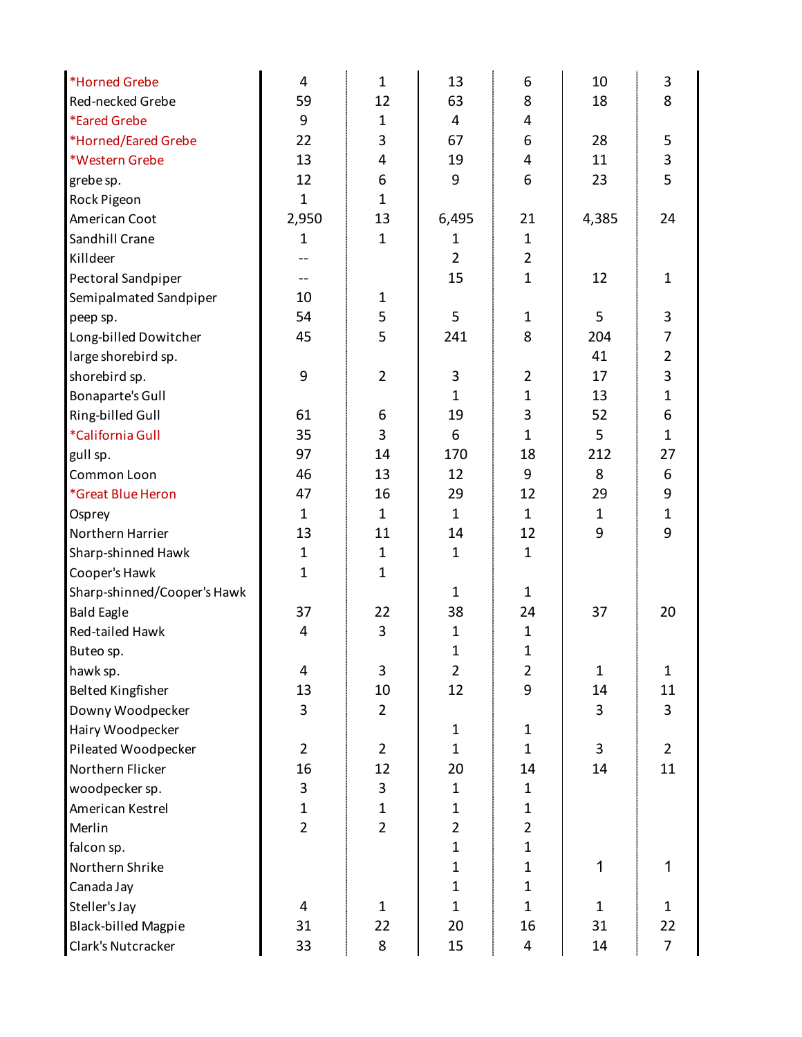| Species | | | | | | |
|---|---|---|---|---|---|---|
| *Horned Grebe | 4 | 1 | 13 | 6 | 10 | 3 |
| Red-necked Grebe | 59 | 12 | 63 | 8 | 18 | 8 |
| *Eared Grebe | 9 | 1 | 4 | 4 | | |
| *Horned/Eared Grebe | 22 | 3 | 67 | 6 | 28 | 5 |
| *Western Grebe | 13 | 4 | 19 | 4 | 11 | 3 |
| grebe sp. | 12 | 6 | 9 | 6 | 23 | 5 |
| Rock Pigeon | 1 | 1 | | | | |
| American Coot | 2,950 | 13 | 6,495 | 21 | 4,385 | 24 |
| Sandhill Crane | 1 | 1 | 1 | 1 | | |
| Killdeer | -- | | 2 | 2 | | |
| Pectoral Sandpiper | -- | | 15 | 1 | 12 | 1 |
| Semipalmated Sandpiper | 10 | 1 | | | | |
| peep sp. | 54 | 5 | 5 | 1 | 5 | 3 |
| Long-billed Dowitcher | 45 | 5 | 241 | 8 | 204 | 7 |
| large shorebird sp. | | | | | 41 | 2 |
| shorebird sp. | 9 | 2 | 3 | 2 | 17 | 3 |
| Bonaparte's Gull | | | 1 | 1 | 13 | 1 |
| Ring-billed Gull | 61 | 6 | 19 | 3 | 52 | 6 |
| *California Gull | 35 | 3 | 6 | 1 | 5 | 1 |
| gull sp. | 97 | 14 | 170 | 18 | 212 | 27 |
| Common Loon | 46 | 13 | 12 | 9 | 8 | 6 |
| *Great Blue Heron | 47 | 16 | 29 | 12 | 29 | 9 |
| Osprey | 1 | 1 | 1 | 1 | 1 | 1 |
| Northern Harrier | 13 | 11 | 14 | 12 | 9 | 9 |
| Sharp-shinned Hawk | 1 | 1 | 1 | 1 | | |
| Cooper's Hawk | 1 | 1 | | | | |
| Sharp-shinned/Cooper's Hawk | | | 1 | 1 | | |
| Bald Eagle | 37 | 22 | 38 | 24 | 37 | 20 |
| Red-tailed Hawk | 4 | 3 | 1 | 1 | | |
| Buteo sp. | | | 1 | 1 | | |
| hawk sp. | 4 | 3 | 2 | 2 | 1 | 1 |
| Belted Kingfisher | 13 | 10 | 12 | 9 | 14 | 11 |
| Downy Woodpecker | 3 | 2 | | | 3 | 3 |
| Hairy Woodpecker | | | 1 | 1 | | |
| Pileated Woodpecker | 2 | 2 | 1 | 1 | 3 | 2 |
| Northern Flicker | 16 | 12 | 20 | 14 | 14 | 11 |
| woodpecker sp. | 3 | 3 | 1 | 1 | | |
| American Kestrel | 1 | 1 | 1 | 1 | | |
| Merlin | 2 | 2 | 2 | 2 | | |
| falcon sp. | | | 1 | 1 | | |
| Northern Shrike | | | 1 | 1 | 1 | 1 |
| Canada Jay | | | 1 | 1 | | |
| Steller's Jay | 4 | 1 | 1 | 1 | 1 | 1 |
| Black-billed Magpie | 31 | 22 | 20 | 16 | 31 | 22 |
| Clark's Nutcracker | 33 | 8 | 15 | 4 | 14 | 7 |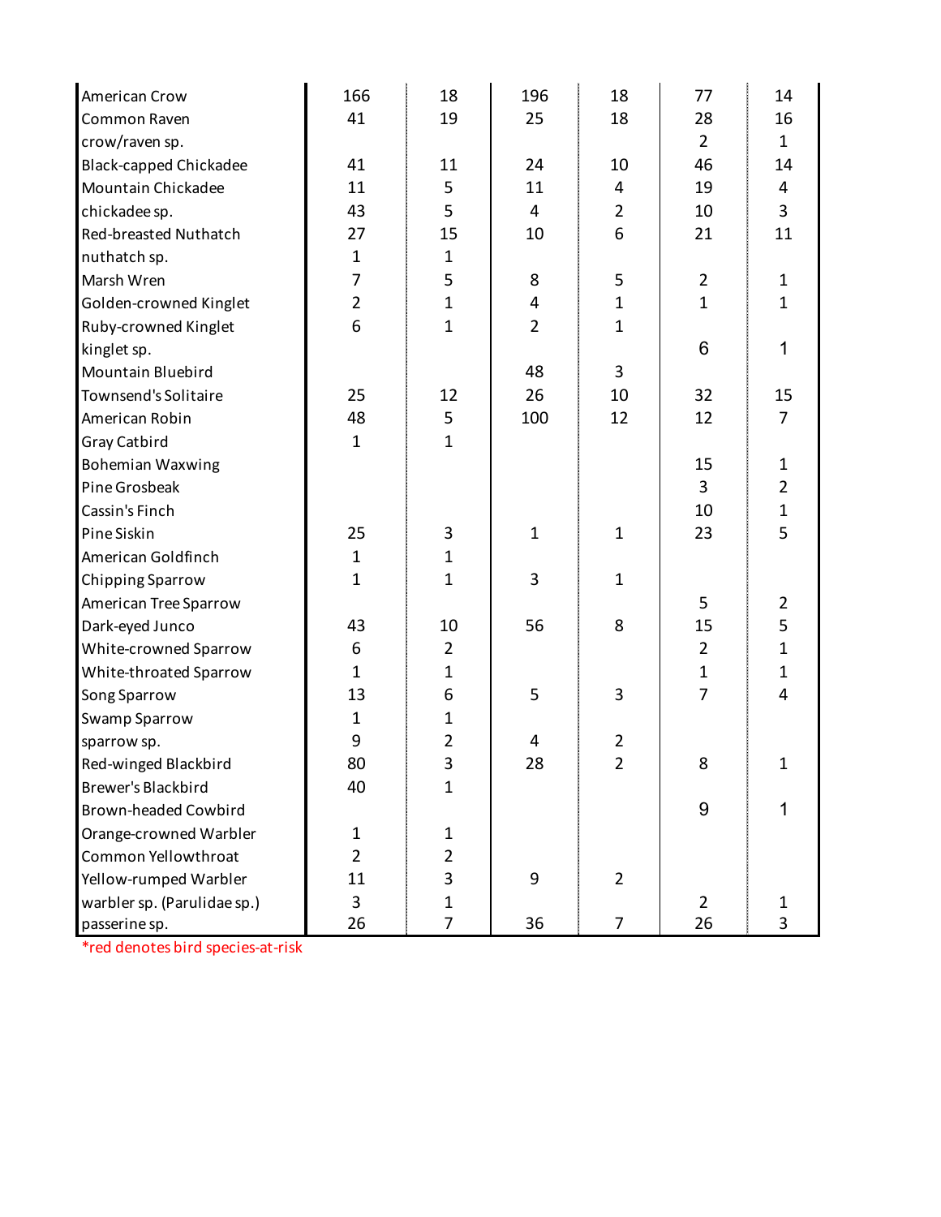| | | | | | | |
|---|---|---|---|---|---|---|
| American Crow | 166 | 18 | 196 | 18 | 77 | 14 |
| Common Raven | 41 | 19 | 25 | 18 | 28 | 16 |
| crow/raven sp. | | | | | 2 | 1 |
| Black-capped Chickadee | 41 | 11 | 24 | 10 | 46 | 14 |
| Mountain Chickadee | 11 | 5 | 11 | 4 | 19 | 4 |
| chickadee sp. | 43 | 5 | 4 | 2 | 10 | 3 |
| Red-breasted Nuthatch | 27 | 15 | 10 | 6 | 21 | 11 |
| nuthatch sp. | 1 | 1 | | | | |
| Marsh Wren | 7 | 5 | 8 | 5 | 2 | 1 |
| Golden-crowned Kinglet | 2 | 1 | 4 | 1 | 1 | 1 |
| Ruby-crowned Kinglet | 6 | 1 | 2 | 1 | | |
| kinglet sp. | | | | | 6 | 1 |
| Mountain Bluebird | | | 48 | 3 | | |
| Townsend's Solitaire | 25 | 12 | 26 | 10 | 32 | 15 |
| American Robin | 48 | 5 | 100 | 12 | 12 | 7 |
| Gray Catbird | 1 | 1 | | | | |
| Bohemian Waxwing | | | | | 15 | 1 |
| Pine Grosbeak | | | | | 3 | 2 |
| Cassin's Finch | | | | | 10 | 1 |
| Pine Siskin | 25 | 3 | 1 | 1 | 23 | 5 |
| American Goldfinch | 1 | 1 | | | | |
| Chipping Sparrow | 1 | 1 | 3 | 1 | | |
| American Tree Sparrow | | | | | 5 | 2 |
| Dark-eyed Junco | 43 | 10 | 56 | 8 | 15 | 5 |
| White-crowned Sparrow | 6 | 2 | | | 2 | 1 |
| White-throated Sparrow | 1 | 1 | | | 1 | 1 |
| Song Sparrow | 13 | 6 | 5 | 3 | 7 | 4 |
| Swamp Sparrow | 1 | 1 | | | | |
| sparrow sp. | 9 | 2 | 4 | 2 | | |
| Red-winged Blackbird | 80 | 3 | 28 | 2 | 8 | 1 |
| Brewer's Blackbird | 40 | 1 | | | | |
| Brown-headed Cowbird | | | | | 9 | 1 |
| Orange-crowned Warbler | 1 | 1 | | | | |
| Common Yellowthroat | 2 | 2 | | | | |
| Yellow-rumped Warbler | 11 | 3 | 9 | 2 | | |
| warbler sp. (Parulidae sp.) | 3 | 1 | | | 2 | 1 |
| passerine sp. | 26 | 7 | 36 | 7 | 26 | 3 |

*red denotes bird species-at-risk